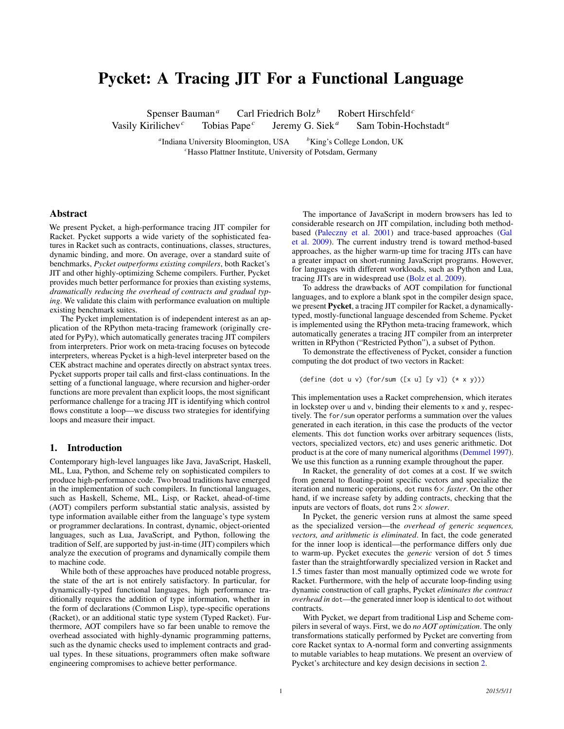# Pycket: A Tracing JIT For a Functional Language

Spenser Bauman[a] Carl Friedrich Bolz[b] Robert Hirschfeld[c]
Vasily Kirilichev[c] Tobias Pape[c] Jeremy G. Siek[a] Sam Tobin-Hochstadt[a]

[a]Indiana University Bloomington, USA [b]King's College London, UK
[c]Hasso Plattner Institute, University of Potsdam, Germany

## Abstract

We present Pycket, a high-performance tracing JIT compiler for Racket. Pycket supports a wide variety of the sophisticated features in Racket such as contracts, continuations, classes, structures, dynamic binding, and more. On average, over a standard suite of benchmarks, *Pycket outperforms existing compilers*, both Racket's JIT and other highly-optimizing Scheme compilers. Further, Pycket provides much better performance for proxies than existing systems, *dramatically reducing the overhead of contracts and gradual typing*. We validate this claim with performance evaluation on multiple existing benchmark suites.

The Pycket implementation is of independent interest as an application of the RPython meta-tracing framework (originally created for PyPy), which automatically generates tracing JIT compilers from interpreters. Prior work on meta-tracing focuses on bytecode interpreters, whereas Pycket is a high-level interpreter based on the CEK abstract machine and operates directly on abstract syntax trees. Pycket supports proper tail calls and first-class continuations. In the setting of a functional language, where recursion and higher-order functions are more prevalent than explicit loops, the most significant performance challenge for a tracing JIT is identifying which control flows constitute a loop—we discuss two strategies for identifying loops and measure their impact.

## 1. Introduction

Contemporary high-level languages like Java, JavaScript, Haskell, ML, Lua, Python, and Scheme rely on sophisticated compilers to produce high-performance code. Two broad traditions have emerged in the implementation of such compilers. In functional languages, such as Haskell, Scheme, ML, Lisp, or Racket, ahead-of-time (AOT) compilers perform substantial static analysis, assisted by type information available either from the language's type system or programmer declarations. In contrast, dynamic, object-oriented languages, such as Lua, JavaScript, and Python, following the tradition of Self, are supported by just-in-time (JIT) compilers which analyze the execution of programs and dynamically compile them to machine code.

While both of these approaches have produced notable progress, the state of the art is not entirely satisfactory. In particular, for dynamically-typed functional languages, high performance traditionally requires the addition of type information, whether in the form of declarations (Common Lisp), type-specific operations (Racket), or an additional static type system (Typed Racket). Furthermore, AOT compilers have so far been unable to remove the overhead associated with highly-dynamic programming patterns, such as the dynamic checks used to implement contracts and gradual types. In these situations, programmers often make software engineering compromises to achieve better performance.

The importance of JavaScript in modern browsers has led to considerable research on JIT compilation, including both method-based (Paleczny et al. 2001) and trace-based approaches (Gal et al. 2009). The current industry trend is toward method-based approaches, as the higher warm-up time for tracing JITs can have a greater impact on short-running JavaScript programs. However, for languages with different workloads, such as Python and Lua, tracing JITs are in widespread use (Bolz et al. 2009).

To address the drawbacks of AOT compilation for functional languages, and to explore a blank spot in the compiler design space, we present **Pycket**, a tracing JIT compiler for Racket, a dynamically-typed, mostly-functional language descended from Scheme. Pycket is implemented using the RPython meta-tracing framework, which automatically generates a tracing JIT compiler from an interpreter written in RPython ("Restricted Python"), a subset of Python.

To demonstrate the effectiveness of Pycket, consider a function computing the dot product of two vectors in Racket:

```
(define (dot u v) (for/sum ([x u] [y v]) (* x y)))
```

This implementation uses a Racket comprehension, which iterates in lockstep over `u` and `v`, binding their elements to `x` and `y`, respectively. The `for/sum` operator performs a summation over the values generated in each iteration, in this case the products of the vector elements. This `dot` function works over arbitrary sequences (lists, vectors, specialized vectors, etc) and uses generic arithmetic. Dot product is at the core of many numerical algorithms (Demmel 1997). We use this function as a running example throughout the paper.

In Racket, the generality of `dot` comes at a cost. If we switch from general to floating-point specific vectors and specialize the iteration and numeric operations, `dot` runs 6× *faster*. On the other hand, if we increase safety by adding contracts, checking that the inputs are vectors of floats, `dot` runs 2× *slower*.

In Pycket, the generic version runs at almost the same speed as the specialized version—the *overhead of generic sequences, vectors, and arithmetic is eliminated*. In fact, the code generated for the inner loop is identical—the performance differs only due to warm-up. Pycket executes the *generic* version of `dot` 5 times faster than the straightforwardly specialized version in Racket and 1.5 times faster than most manually optimized code we wrote for Racket. Furthermore, with the help of accurate loop-finding using dynamic construction of call graphs, Pycket *eliminates the contract overhead* in `dot`—the generated inner loop is identical to `dot` without contracts.

With Pycket, we depart from traditional Lisp and Scheme compilers in several of ways. First, we do *no AOT optimization*. The only transformations statically performed by Pycket are converting from core Racket syntax to A-normal form and converting assignments to mutable variables to heap mutations. We present an overview of Pycket's architecture and key design decisions in section 2.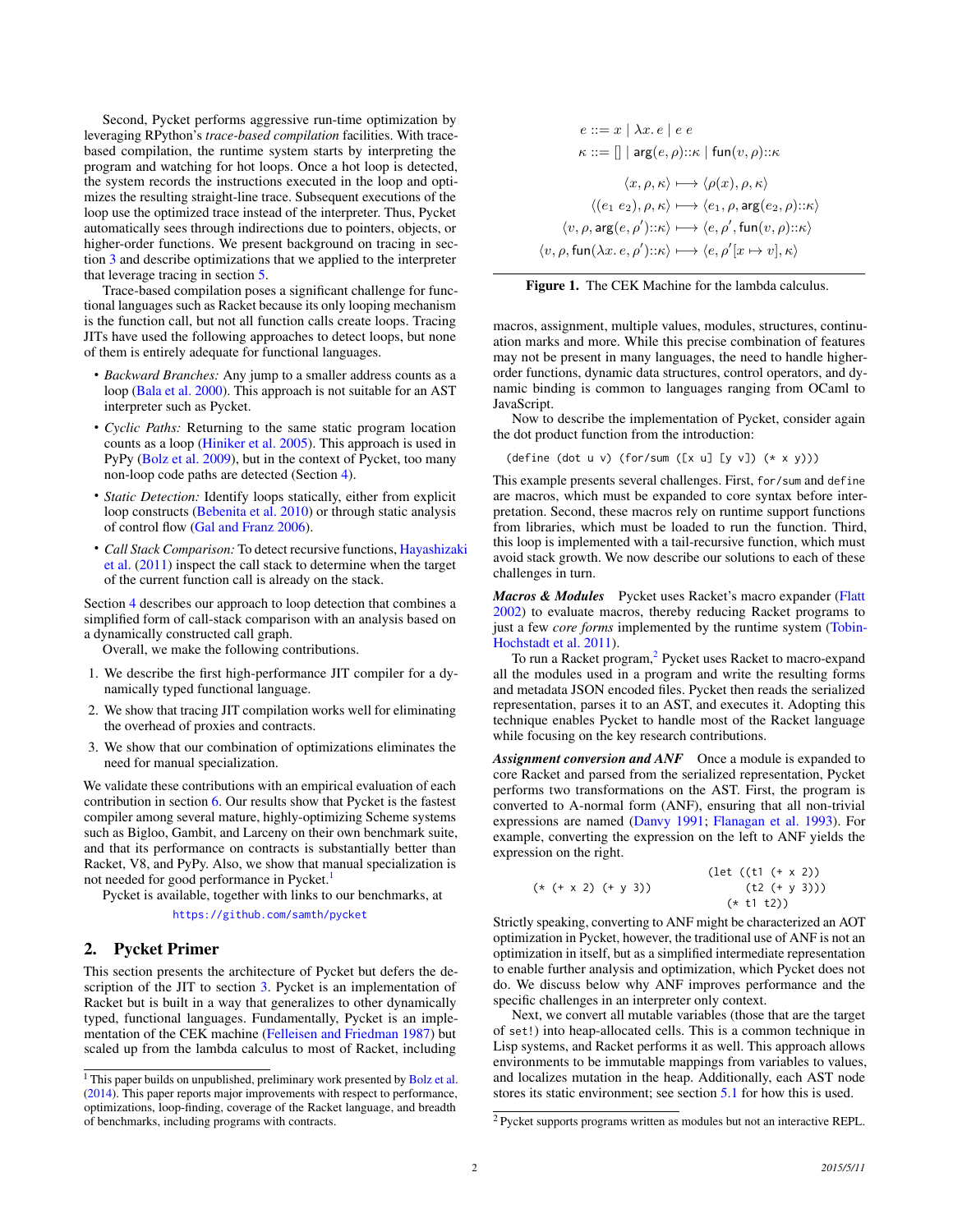Second, Pycket performs aggressive run-time optimization by leveraging RPython's *trace-based compilation* facilities. With trace-based compilation, the runtime system starts by interpreting the program and watching for hot loops. Once a hot loop is detected, the system records the instructions executed in the loop and optimizes the resulting straight-line trace. Subsequent executions of the loop use the optimized trace instead of the interpreter. Thus, Pycket automatically sees through indirections due to pointers, objects, or higher-order functions. We present background on tracing in section 3 and describe optimizations that we applied to the interpreter that leverage tracing in section 5.

Trace-based compilation poses a significant challenge for functional languages such as Racket because its only looping mechanism is the function call, but not all function calls create loops. Tracing JITs have used the following approaches to detect loops, but none of them is entirely adequate for functional languages.

- *Backward Branches:* Any jump to a smaller address counts as a loop (Bala et al. 2000). This approach is not suitable for an AST interpreter such as Pycket.
- *Cyclic Paths:* Returning to the same static program location counts as a loop (Hiniker et al. 2005). This approach is used in PyPy (Bolz et al. 2009), but in the context of Pycket, too many non-loop code paths are detected (Section 4).
- *Static Detection:* Identify loops statically, either from explicit loop constructs (Bebenita et al. 2010) or through static analysis of control flow (Gal and Franz 2006).
- *Call Stack Comparison:* To detect recursive functions, Hayashizaki et al. (2011) inspect the call stack to determine when the target of the current function call is already on the stack.

Section 4 describes our approach to loop detection that combines a simplified form of call-stack comparison with an analysis based on a dynamically constructed call graph.

Overall, we make the following contributions.

1. We describe the first high-performance JIT compiler for a dynamically typed functional language.
2. We show that tracing JIT compilation works well for eliminating the overhead of proxies and contracts.
3. We show that our combination of optimizations eliminates the need for manual specialization.

We validate these contributions with an empirical evaluation of each contribution in section 6. Our results show that Pycket is the fastest compiler among several mature, highly-optimizing Scheme systems such as Bigloo, Gambit, and Larceny on their own benchmark suite, and that its performance on contracts is substantially better than Racket, V8, and PyPy. Also, we show that manual specialization is not needed for good performance in Pycket.[1]

Pycket is available, together with links to our benchmarks, at

https://github.com/samth/pycket

## 2. Pycket Primer

This section presents the architecture of Pycket but defers the description of the JIT to section 3. Pycket is an implementation of Racket but is built in a way that generalizes to other dynamically typed, functional languages. Fundamentally, Pycket is an implementation of the CEK machine (Felleisen and Friedman 1987) but scaled up from the lambda calculus to most of Racket, including macros, assignment, multiple values, modules, structures, continuation marks and more. While this precise combination of features may not be present in many languages, the need to handle higher-order functions, dynamic data structures, control operators, and dynamic binding is common to languages ranging from OCaml to JavaScript.

$$e ::= x \mid \lambda x.\, e \mid e\ e$$
$$\kappa ::= [] \mid \mathsf{arg}(e, \rho)::\kappa \mid \mathsf{fun}(v, \rho)::\kappa$$
$$\langle x, \rho, \kappa \rangle \longmapsto \langle \rho(x), \rho, \kappa \rangle$$
$$\langle (e_1\ e_2), \rho, \kappa \rangle \longmapsto \langle e_1, \rho, \mathsf{arg}(e_2, \rho)::\kappa \rangle$$
$$\langle v, \rho, \mathsf{arg}(e, \rho')::\kappa \rangle \longmapsto \langle e, \rho', \mathsf{fun}(v, \rho)::\kappa \rangle$$
$$\langle v, \rho, \mathsf{fun}(\lambda x.\, e, \rho')::\kappa \rangle \longmapsto \langle e, \rho'[x \mapsto v], \kappa \rangle$$

**Figure 1.** The CEK Machine for the lambda calculus.

Now to describe the implementation of Pycket, consider again the dot product function from the introduction:

```
(define (dot u v) (for/sum ([x u] [y v]) (* x y)))
```

This example presents several challenges. First, `for/sum` and `define` are macros, which must be expanded to core syntax before interpretation. Second, these macros rely on runtime support functions from libraries, which must be loaded to run the function. Third, this loop is implemented with a tail-recursive function, which must avoid stack growth. We now describe our solutions to each of these challenges in turn.

***Macros & Modules*** Pycket uses Racket's macro expander (Flatt 2002) to evaluate macros, thereby reducing Racket programs to just a few *core forms* implemented by the runtime system (Tobin-Hochstadt et al. 2011).

To run a Racket program,[2] Pycket uses Racket to macro-expand all the modules used in a program and write the resulting forms and metadata JSON encoded files. Pycket then reads the serialized representation, parses it to an AST, and executes it. Adopting this technique enables Pycket to handle most of the Racket language while focusing on the key research contributions.

***Assignment conversion and ANF*** Once a module is expanded to core Racket and parsed from the serialized representation, Pycket performs two transformations on the AST. First, the program is converted to A-normal form (ANF), ensuring that all non-trivial expressions are named (Danvy 1991; Flanagan et al. 1993). For example, converting the expression on the left to ANF yields the expression on the right.

```
                          (let ((t1 (+ x 2))
(* (+ x 2) (+ y 3))             (t2 (+ y 3)))
                            (* t1 t2))
```

Strictly speaking, converting to ANF might be characterized an AOT optimization in Pycket, however, the traditional use of ANF is not an optimization in itself, but as a simplified intermediate representation to enable further analysis and optimization, which Pycket does not do. We discuss below why ANF improves performance and the specific challenges in an interpreter only context.

Next, we convert all mutable variables (those that are the target of `set!`) into heap-allocated cells. This is a common technique in Lisp systems, and Racket performs it as well. This approach allows environments to be immutable mappings from variables to values, and localizes mutation in the heap. Additionally, each AST node stores its static environment; see section 5.1 for how this is used.

[1] This paper builds on unpublished, preliminary work presented by Bolz et al. (2014). This paper reports major improvements with respect to performance, optimizations, loop-finding, coverage of the Racket language, and breadth of benchmarks, including programs with contracts.

[2] Pycket supports programs written as modules but not an interactive REPL.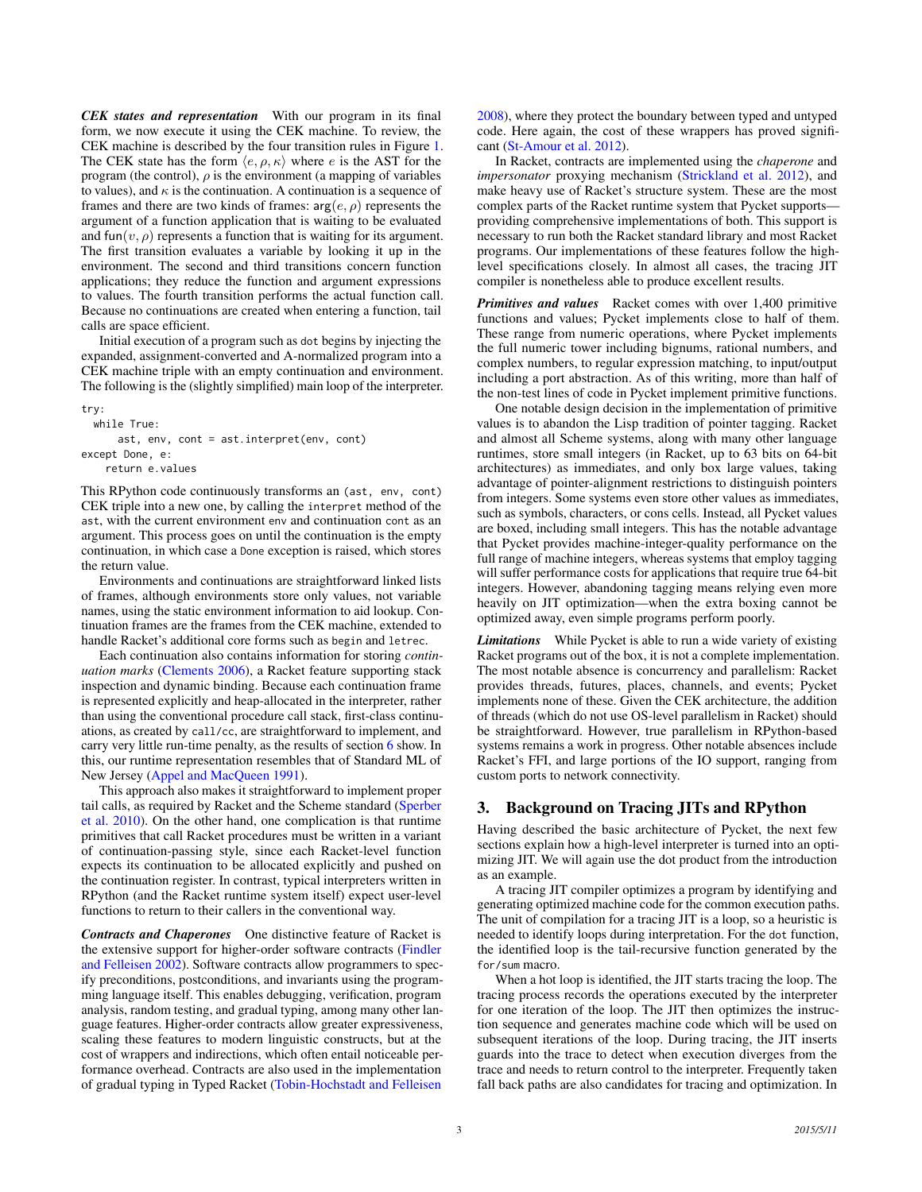***CEK states and representation*** With our program in its final form, we now execute it using the CEK machine. To review, the CEK machine is described by the four transition rules in Figure 1. The CEK state has the form $\langle e, \rho, \kappa \rangle$ where $e$ is the AST for the program (the control), $\rho$ is the environment (a mapping of variables to values), and $\kappa$ is the continuation. A continuation is a sequence of frames and there are two kinds of frames: $\mathsf{arg}(e, \rho)$ represents the argument of a function application that is waiting to be evaluated and $\mathsf{fun}(v, \rho)$ represents a function that is waiting for its argument. The first transition evaluates a variable by looking it up in the environment. The second and third transitions concern function applications; they reduce the function and argument expressions to values. The fourth transition performs the actual function call. Because no continuations are created when entering a function, tail calls are space efficient.

Initial execution of a program such as `dot` begins by injecting the expanded, assignment-converted and A-normalized program into a CEK machine triple with an empty continuation and environment. The following is the (slightly simplified) main loop of the interpreter.

```
try:
  while True:
      ast, env, cont = ast.interpret(env, cont)
except Done, e:
    return e.values
```

This RPython code continuously transforms an `(ast, env, cont)` CEK triple into a new one, by calling the `interpret` method of the `ast`, with the current environment `env` and continuation `cont` as an argument. This process goes on until the continuation is the empty continuation, in which case a `Done` exception is raised, which stores the return value.

Environments and continuations are straightforward linked lists of frames, although environments store only values, not variable names, using the static environment information to aid lookup. Continuation frames are the frames from the CEK machine, extended to handle Racket's additional core forms such as `begin` and `letrec`.

Each continuation also contains information for storing *continuation marks* (Clements 2006), a Racket feature supporting stack inspection and dynamic binding. Because each continuation frame is represented explicitly and heap-allocated in the interpreter, rather than using the conventional procedure call stack, first-class continuations, as created by `call/cc`, are straightforward to implement, and carry very little run-time penalty, as the results of section 6 show. In this, our runtime representation resembles that of Standard ML of New Jersey (Appel and MacQueen 1991).

This approach also makes it straightforward to implement proper tail calls, as required by Racket and the Scheme standard (Sperber et al. 2010). On the other hand, one complication is that runtime primitives that call Racket procedures must be written in a variant of continuation-passing style, since each Racket-level function expects its continuation to be allocated explicitly and pushed on the continuation register. In contrast, typical interpreters written in RPython (and the Racket runtime system itself) expect user-level functions to return to their callers in the conventional way.

***Contracts and Chaperones*** One distinctive feature of Racket is the extensive support for higher-order software contracts (Findler and Felleisen 2002). Software contracts allow programmers to specify preconditions, postconditions, and invariants using the programming language itself. This enables debugging, verification, program analysis, random testing, and gradual typing, among many other language features. Higher-order contracts allow greater expressiveness, scaling these features to modern linguistic constructs, but at the cost of wrappers and indirections, which often entail noticeable performance overhead. Contracts are also used in the implementation of gradual typing in Typed Racket (Tobin-Hochstadt and Felleisen 2008), where they protect the boundary between typed and untyped code. Here again, the cost of these wrappers has proved significant (St-Amour et al. 2012).

In Racket, contracts are implemented using the *chaperone* and *impersonator* proxying mechanism (Strickland et al. 2012), and make heavy use of Racket's structure system. These are the most complex parts of the Racket runtime system that Pycket supports—providing comprehensive implementations of both. This support is necessary to run both the Racket standard library and most Racket programs. Our implementations of these features follow the high-level specifications closely. In almost all cases, the tracing JIT compiler is nonetheless able to produce excellent results.

***Primitives and values*** Racket comes with over 1,400 primitive functions and values; Pycket implements close to half of them. These range from numeric operations, where Pycket implements the full numeric tower including bignums, rational numbers, and complex numbers, to regular expression matching, to input/output including a port abstraction. As of this writing, more than half of the non-test lines of code in Pycket implement primitive functions.

One notable design decision in the implementation of primitive values is to abandon the Lisp tradition of pointer tagging. Racket and almost all Scheme systems, along with many other language runtimes, store small integers (in Racket, up to 63 bits on 64-bit architectures) as immediates, and only box large values, taking advantage of pointer-alignment restrictions to distinguish pointers from integers. Some systems even store other values as immediates, such as symbols, characters, or cons cells. Instead, all Pycket values are boxed, including small integers. This has the notable advantage that Pycket provides machine-integer-quality performance on the full range of machine integers, whereas systems that employ tagging will suffer performance costs for applications that require true 64-bit integers. However, abandoning tagging means relying even more heavily on JIT optimization—when the extra boxing cannot be optimized away, even simple programs perform poorly.

***Limitations*** While Pycket is able to run a wide variety of existing Racket programs out of the box, it is not a complete implementation. The most notable absence is concurrency and parallelism: Racket provides threads, futures, places, channels, and events; Pycket implements none of these. Given the CEK architecture, the addition of threads (which do not use OS-level parallelism in Racket) should be straightforward. However, true parallelism in RPython-based systems remains a work in progress. Other notable absences include Racket's FFI, and large portions of the IO support, ranging from custom ports to network connectivity.

## 3. Background on Tracing JITs and RPython

Having described the basic architecture of Pycket, the next few sections explain how a high-level interpreter is turned into an optimizing JIT. We will again use the dot product from the introduction as an example.

A tracing JIT compiler optimizes a program by identifying and generating optimized machine code for the common execution paths. The unit of compilation for a tracing JIT is a loop, so a heuristic is needed to identify loops during interpretation. For the `dot` function, the identified loop is the tail-recursive function generated by the `for/sum` macro.

When a hot loop is identified, the JIT starts tracing the loop. The tracing process records the operations executed by the interpreter for one iteration of the loop. The JIT then optimizes the instruction sequence and generates machine code which will be used on subsequent iterations of the loop. During tracing, the JIT inserts guards into the trace to detect when execution diverges from the trace and needs to return control to the interpreter. Frequently taken fall back paths are also candidates for tracing and optimization. In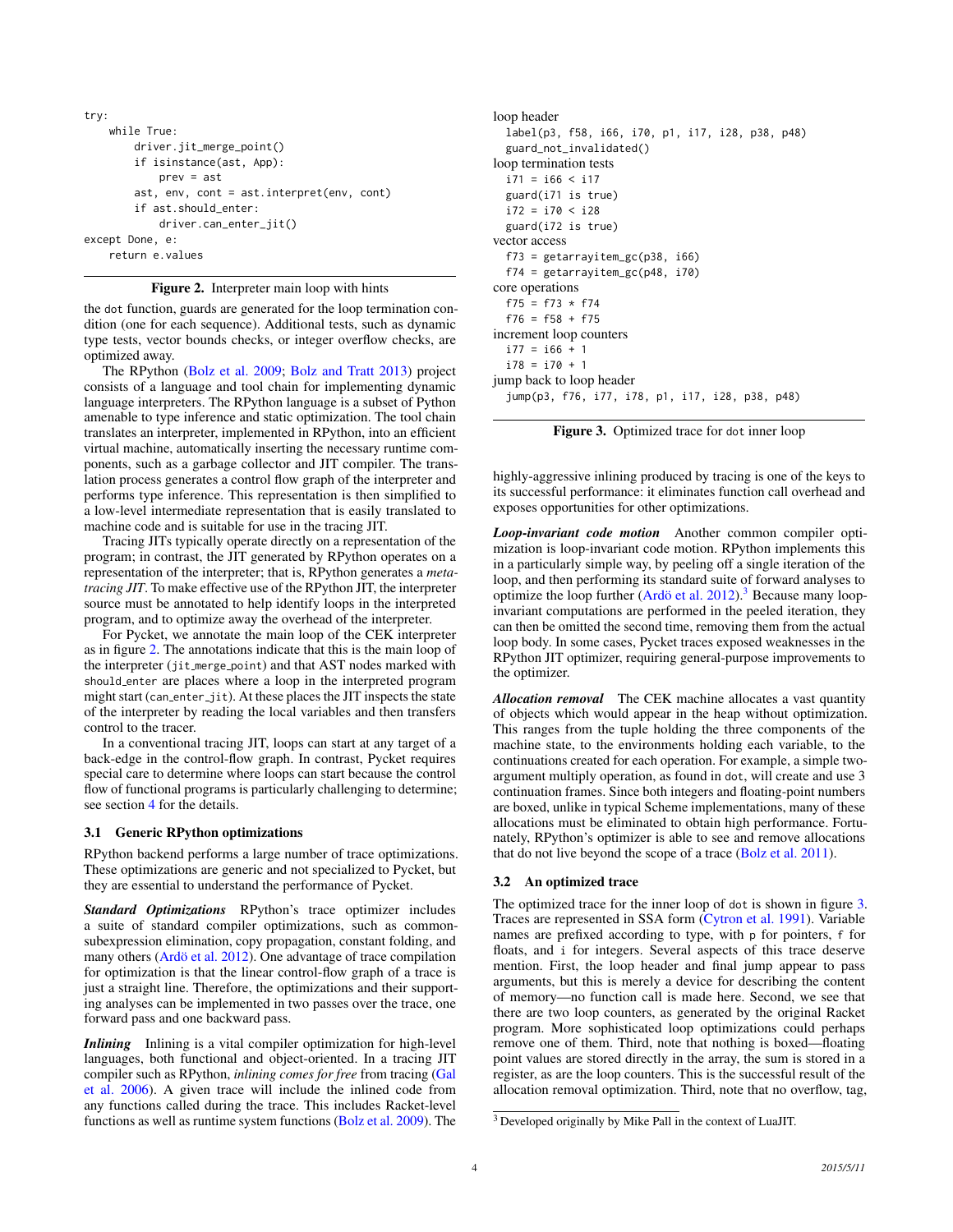```
try:
    while True:
        driver.jit_merge_point()
        if isinstance(ast, App):
            prev = ast
        ast, env, cont = ast.interpret(env, cont)
        if ast.should_enter:
            driver.can_enter_jit()
except Done, e:
    return e.values
```

**Figure 2.** Interpreter main loop with hints

the `dot` function, guards are generated for the loop termination condition (one for each sequence). Additional tests, such as dynamic type tests, vector bounds checks, or integer overflow checks, are optimized away.

The RPython (Bolz et al. 2009; Bolz and Tratt 2013) project consists of a language and tool chain for implementing dynamic language interpreters. The RPython language is a subset of Python amenable to type inference and static optimization. The tool chain translates an interpreter, implemented in RPython, into an efficient virtual machine, automatically inserting the necessary runtime components, such as a garbage collector and JIT compiler. The translation process generates a control flow graph of the interpreter and performs type inference. This representation is then simplified to a low-level intermediate representation that is easily translated to machine code and is suitable for use in the tracing JIT.

Tracing JITs typically operate directly on a representation of the program; in contrast, the JIT generated by RPython operates on a representation of the interpreter; that is, RPython generates a *meta-tracing JIT*. To make effective use of the RPython JIT, the interpreter source must be annotated to help identify loops in the interpreted program, and to optimize away the overhead of the interpreter.

For Pycket, we annotate the main loop of the CEK interpreter as in figure 2. The annotations indicate that this is the main loop of the interpreter (`jit_merge_point`) and that AST nodes marked with `should_enter` are places where a loop in the interpreted program might start (`can_enter_jit`). At these places the JIT inspects the state of the interpreter by reading the local variables and then transfers control to the tracer.

In a conventional tracing JIT, loops can start at any target of a back-edge in the control-flow graph. In contrast, Pycket requires special care to determine where loops can start because the control flow of functional programs is particularly challenging to determine; see section 4 for the details.

### 3.1 Generic RPython optimizations

RPython backend performs a large number of trace optimizations. These optimizations are generic and not specialized to Pycket, but they are essential to understand the performance of Pycket.

***Standard Optimizations*** RPython's trace optimizer includes a suite of standard compiler optimizations, such as common-subexpression elimination, copy propagation, constant folding, and many others (Ardö et al. 2012). One advantage of trace compilation for optimization is that the linear control-flow graph of a trace is just a straight line. Therefore, the optimizations and their supporting analyses can be implemented in two passes over the trace, one forward pass and one backward pass.

***Inlining*** Inlining is a vital compiler optimization for high-level languages, both functional and object-oriented. In a tracing JIT compiler such as RPython, *inlining comes for free* from tracing (Gal et al. 2006). A given trace will include the inlined code from any functions called during the trace. This includes Racket-level functions as well as runtime system functions (Bolz et al. 2009). The

```
loop header
  label(p3, f58, i66, i70, p1, i17, i28, p38, p48)
  guard_not_invalidated()
loop termination tests
  i71 = i66 < i17
  guard(i71 is true)
  i72 = i70 < i28
  guard(i72 is true)
vector access
  f73 = getarrayitem_gc(p38, i66)
  f74 = getarrayitem_gc(p48, i70)
core operations
  f75 = f73 * f74
  f76 = f58 + f75
increment loop counters
  i77 = i66 + 1
  i78 = i70 + 1
jump back to loop header
  jump(p3, f76, i77, i78, p1, i17, i28, p38, p48)
```

**Figure 3.** Optimized trace for `dot` inner loop

highly-aggressive inlining produced by tracing is one of the keys to its successful performance: it eliminates function call overhead and exposes opportunities for other optimizations.

***Loop-invariant code motion*** Another common compiler optimization is loop-invariant code motion. RPython implements this in a particularly simple way, by peeling off a single iteration of the loop, and then performing its standard suite of forward analyses to optimize the loop further (Ardö et al. 2012).[3] Because many loop-invariant computations are performed in the peeled iteration, they can then be omitted the second time, removing them from the actual loop body. In some cases, Pycket traces exposed weaknesses in the RPython JIT optimizer, requiring general-purpose improvements to the optimizer.

***Allocation removal*** The CEK machine allocates a vast quantity of objects which would appear in the heap without optimization. This ranges from the tuple holding the three components of the machine state, to the environments holding each variable, to the continuations created for each operation. For example, a simple two-argument multiply operation, as found in `dot`, will create and use 3 continuation frames. Since both integers and floating-point numbers are boxed, unlike in typical Scheme implementations, many of these allocations must be eliminated to obtain high performance. Fortunately, RPython's optimizer is able to see and remove allocations that do not live beyond the scope of a trace (Bolz et al. 2011).

### 3.2 An optimized trace

The optimized trace for the inner loop of `dot` is shown in figure 3. Traces are represented in SSA form (Cytron et al. 1991). Variable names are prefixed according to type, with `p` for pointers, `f` for floats, and `i` for integers. Several aspects of this trace deserve mention. First, the loop header and final jump appear to pass arguments, but this is merely a device for describing the content of memory—no function call is made here. Second, we see that there are two loop counters, as generated by the original Racket program. More sophisticated loop optimizations could perhaps remove one of them. Third, note that nothing is boxed—floating point values are stored directly in the array, the sum is stored in a register, as are the loop counters. This is the successful result of the allocation removal optimization. Third, note that no overflow, tag,

[3] Developed originally by Mike Pall in the context of LuaJIT.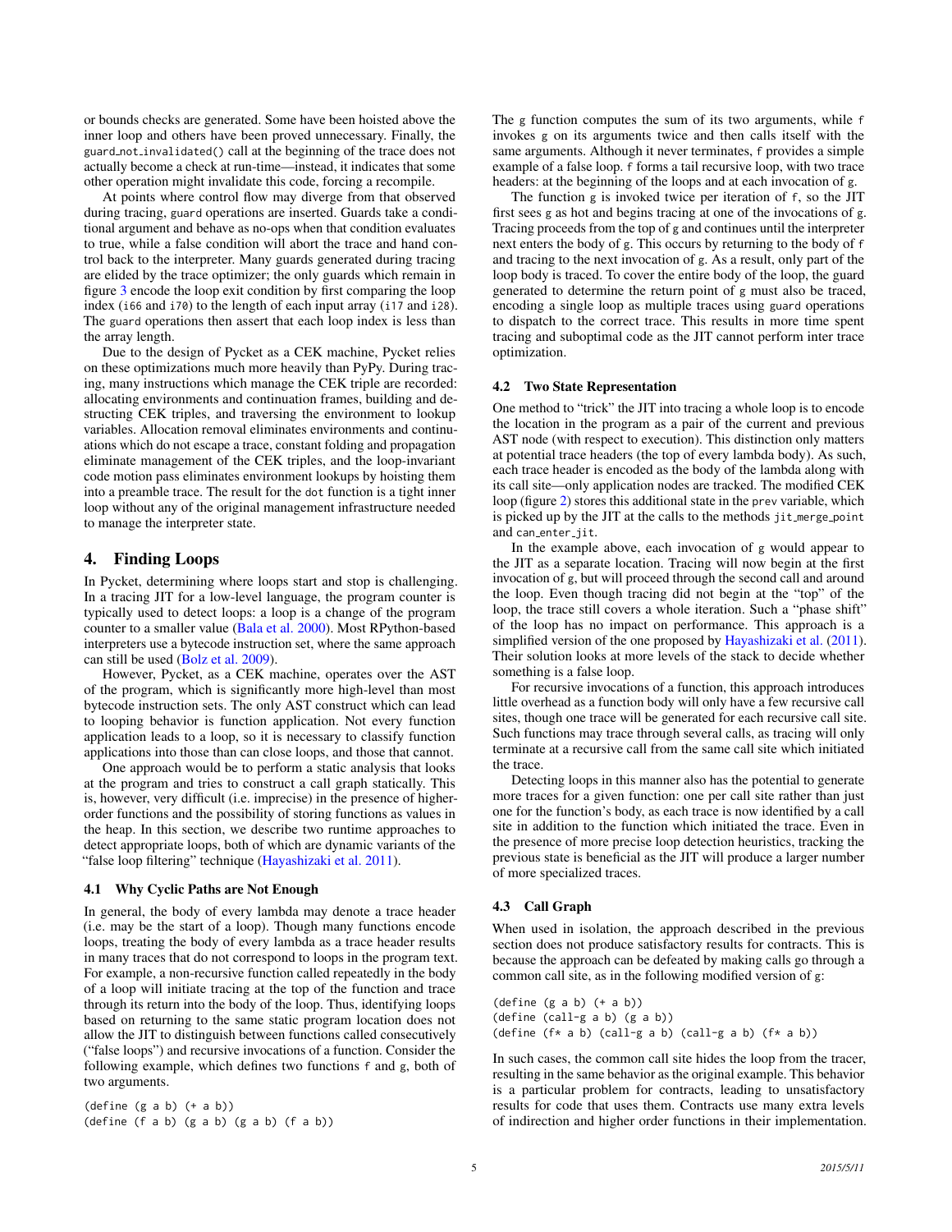or bounds checks are generated. Some have been hoisted above the inner loop and others have been proved unnecessary. Finally, the `guard_not_invalidated()` call at the beginning of the trace does not actually become a check at run-time—instead, it indicates that some other operation might invalidate this code, forcing a recompile.

At points where control flow may diverge from that observed during tracing, `guard` operations are inserted. Guards take a conditional argument and behave as no-ops when that condition evaluates to true, while a false condition will abort the trace and hand control back to the interpreter. Many guards generated during tracing are elided by the trace optimizer; the only guards which remain in figure 3 encode the loop exit condition by first comparing the loop index (`i66` and `i70`) to the length of each input array (`i17` and `i28`). The `guard` operations then assert that each loop index is less than the array length.

Due to the design of Pycket as a CEK machine, Pycket relies on these optimizations much more heavily than PyPy. During tracing, many instructions which manage the CEK triple are recorded: allocating environments and continuation frames, building and destructing CEK triples, and traversing the environment to lookup variables. Allocation removal eliminates environments and continuations which do not escape a trace, constant folding and propagation eliminate management of the CEK triples, and the loop-invariant code motion pass eliminates environment lookups by hoisting them into a preamble trace. The result for the `dot` function is a tight inner loop without any of the original management infrastructure needed to manage the interpreter state.

# 4. Finding Loops

In Pycket, determining where loops start and stop is challenging. In a tracing JIT for a low-level language, the program counter is typically used to detect loops: a loop is a change of the program counter to a smaller value (Bala et al. 2000). Most RPython-based interpreters use a bytecode instruction set, where the same approach can still be used (Bolz et al. 2009).

However, Pycket, as a CEK machine, operates over the AST of the program, which is significantly more high-level than most bytecode instruction sets. The only AST construct which can lead to looping behavior is function application. Not every function application leads to a loop, so it is necessary to classify function applications into those than can close loops, and those that cannot.

One approach would be to perform a static analysis that looks at the program and tries to construct a call graph statically. This is, however, very difficult (i.e. imprecise) in the presence of higher-order functions and the possibility of storing functions as values in the heap. In this section, we describe two runtime approaches to detect appropriate loops, both of which are dynamic variants of the "false loop filtering" technique (Hayashizaki et al. 2011).

## 4.1 Why Cyclic Paths are Not Enough

In general, the body of every lambda may denote a trace header (i.e. may be the start of a loop). Though many functions encode loops, treating the body of every lambda as a trace header results in many traces that do not correspond to loops in the program text. For example, a non-recursive function called repeatedly in the body of a loop will initiate tracing at the top of the function and trace through its return into the body of the loop. Thus, identifying loops based on returning to the same static program location does not allow the JIT to distinguish between functions called consecutively ("false loops") and recursive invocations of a function. Consider the following example, which defines two functions `f` and `g`, both of two arguments.

```
(define (g a b) (+ a b))
(define (f a b) (g a b) (g a b) (f a b))
```

The `g` function computes the sum of its two arguments, while `f` invokes `g` on its arguments twice and then calls itself with the same arguments. Although it never terminates, `f` provides a simple example of a false loop. `f` forms a tail recursive loop, with two trace headers: at the beginning of the loops and at each invocation of `g`.

The function `g` is invoked twice per iteration of `f`, so the JIT first sees `g` as hot and begins tracing at one of the invocations of `g`. Tracing proceeds from the top of `g` and continues until the interpreter next enters the body of `g`. This occurs by returning to the body of `f` and tracing to the next invocation of `g`. As a result, only part of the loop body is traced. To cover the entire body of the loop, the guard generated to determine the return point of `g` must also be traced, encoding a single loop as multiple traces using `guard` operations to dispatch to the correct trace. This results in more time spent tracing and suboptimal code as the JIT cannot perform inter trace optimization.

## 4.2 Two State Representation

One method to "trick" the JIT into tracing a whole loop is to encode the location in the program as a pair of the current and previous AST node (with respect to execution). This distinction only matters at potential trace headers (the top of every lambda body). As such, each trace header is encoded as the body of the lambda along with its call site—only application nodes are tracked. The modified CEK loop (figure 2) stores this additional state in the `prev` variable, which is picked up by the JIT at the calls to the methods `jit_merge_point` and `can_enter_jit`.

In the example above, each invocation of `g` would appear to the JIT as a separate location. Tracing will now begin at the first invocation of `g`, but will proceed through the second call and around the loop. Even though tracing did not begin at the "top" of the loop, the trace still covers a whole iteration. Such a "phase shift" of the loop has no impact on performance. This approach is a simplified version of the one proposed by Hayashizaki et al. (2011). Their solution looks at more levels of the stack to decide whether something is a false loop.

For recursive invocations of a function, this approach introduces little overhead as a function body will only have a few recursive call sites, though one trace will be generated for each recursive call site. Such functions may trace through several calls, as tracing will only terminate at a recursive call from the same call site which initiated the trace.

Detecting loops in this manner also has the potential to generate more traces for a given function: one per call site rather than just one for the function's body, as each trace is now identified by a call site in addition to the function which initiated the trace. Even in the presence of more precise loop detection heuristics, tracking the previous state is beneficial as the JIT will produce a larger number of more specialized traces.

## 4.3 Call Graph

When used in isolation, the approach described in the previous section does not produce satisfactory results for contracts. This is because the approach can be defeated by making calls go through a common call site, as in the following modified version of `g`:

```
(define (g a b) (+ a b))
(define (call-g a b) (g a b))
(define (f* a b) (call-g a b) (call-g a b) (f* a b))
```

In such cases, the common call site hides the loop from the tracer, resulting in the same behavior as the original example. This behavior is a particular problem for contracts, leading to unsatisfactory results for code that uses them. Contracts use many extra levels of indirection and higher order functions in their implementation.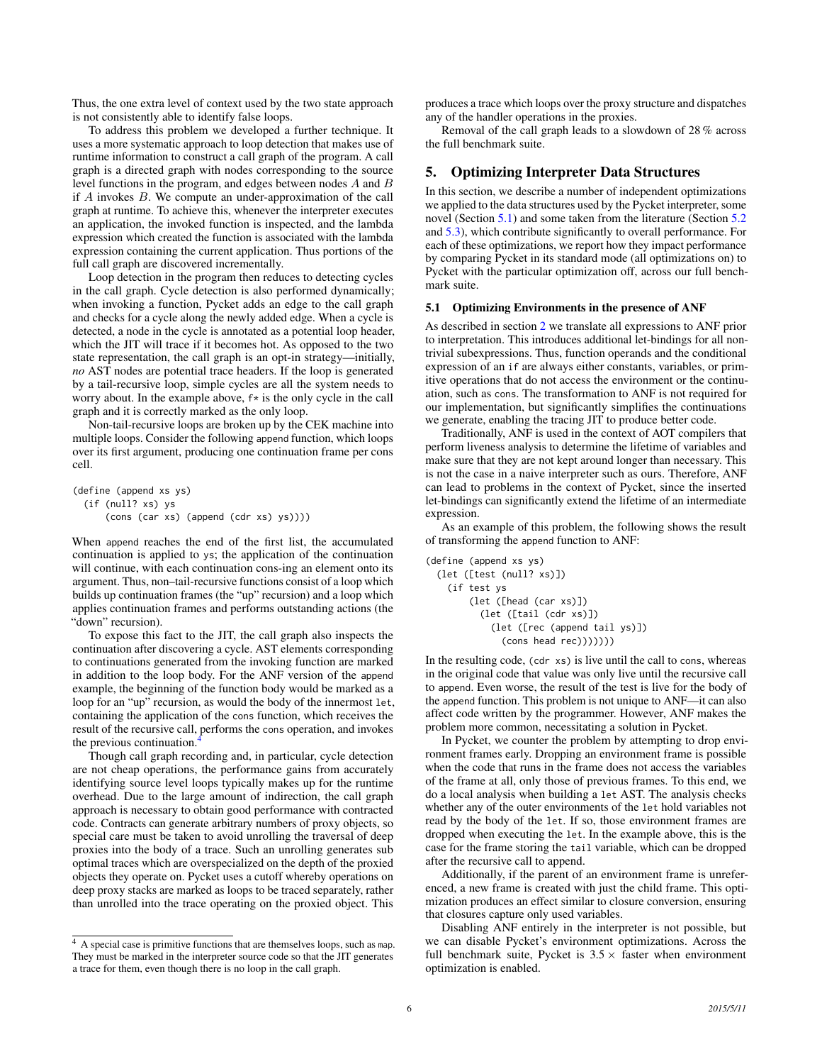Thus, the one extra level of context used by the two state approach is not consistently able to identify false loops.

To address this problem we developed a further technique. It uses a more systematic approach to loop detection that makes use of runtime information to construct a call graph of the program. A call graph is a directed graph with nodes corresponding to the source level functions in the program, and edges between nodes $A$ and $B$ if $A$ invokes $B$. We compute an under-approximation of the call graph at runtime. To achieve this, whenever the interpreter executes an application, the invoked function is inspected, and the lambda expression which created the function is associated with the lambda expression containing the current application. Thus portions of the full call graph are discovered incrementally.

Loop detection in the program then reduces to detecting cycles in the call graph. Cycle detection is also performed dynamically; when invoking a function, Pycket adds an edge to the call graph and checks for a cycle along the newly added edge. When a cycle is detected, a node in the cycle is annotated as a potential loop header, which the JIT will trace if it becomes hot. As opposed to the two state representation, the call graph is an opt-in strategy—initially, *no* AST nodes are potential trace headers. If the loop is generated by a tail-recursive loop, simple cycles are all the system needs to worry about. In the example above, `f*` is the only cycle in the call graph and it is correctly marked as the only loop.

Non-tail-recursive loops are broken up by the CEK machine into multiple loops. Consider the following `append` function, which loops over its first argument, producing one continuation frame per cons cell.

```
(define (append xs ys)
  (if (null? xs) ys
      (cons (car xs) (append (cdr xs) ys))))
```

When `append` reaches the end of the first list, the accumulated continuation is applied to `ys`; the application of the continuation will continue, with each continuation cons-ing an element onto its argument. Thus, non–tail-recursive functions consist of a loop which builds up continuation frames (the "up" recursion) and a loop which applies continuation frames and performs outstanding actions (the "down" recursion).

To expose this fact to the JIT, the call graph also inspects the continuation after discovering a cycle. AST elements corresponding to continuations generated from the invoking function are marked in addition to the loop body. For the ANF version of the `append` example, the beginning of the function body would be marked as a loop for an "up" recursion, as would the body of the innermost `let`, containing the application of the `cons` function, which receives the result of the recursive call, performs the `cons` operation, and invokes the previous continuation.[4]

Though call graph recording and, in particular, cycle detection are not cheap operations, the performance gains from accurately identifying source level loops typically makes up for the runtime overhead. Due to the large amount of indirection, the call graph approach is necessary to obtain good performance with contracted code. Contracts can generate arbitrary numbers of proxy objects, so special care must be taken to avoid unrolling the traversal of deep proxies into the body of a trace. Such an unrolling generates sub optimal traces which are overspecialized on the depth of the proxied objects they operate on. Pycket uses a cutoff whereby operations on deep proxy stacks are marked as loops to be traced separately, rather than unrolled into the trace operating on the proxied object. This produces a trace which loops over the proxy structure and dispatches any of the handler operations in the proxies.

Removal of the call graph leads to a slowdown of 28 % across the full benchmark suite.

## 5. Optimizing Interpreter Data Structures

In this section, we describe a number of independent optimizations we applied to the data structures used by the Pycket interpreter, some novel (Section 5.1) and some taken from the literature (Section 5.2 and 5.3), which contribute significantly to overall performance. For each of these optimizations, we report how they impact performance by comparing Pycket in its standard mode (all optimizations on) to Pycket with the particular optimization off, across our full benchmark suite.

### 5.1 Optimizing Environments in the presence of ANF

As described in section 2 we translate all expressions to ANF prior to interpretation. This introduces additional let-bindings for all non-trivial subexpressions. Thus, function operands and the conditional expression of an `if` are always either constants, variables, or primitive operations that do not access the environment or the continuation, such as `cons`. The transformation to ANF is not required for our implementation, but significantly simplifies the continuations we generate, enabling the tracing JIT to produce better code.

Traditionally, ANF is used in the context of AOT compilers that perform liveness analysis to determine the lifetime of variables and make sure that they are not kept around longer than necessary. This is not the case in a naive interpreter such as ours. Therefore, ANF can lead to problems in the context of Pycket, since the inserted let-bindings can significantly extend the lifetime of an intermediate expression.

As an example of this problem, the following shows the result of transforming the `append` function to ANF:

```
(define (append xs ys)
  (let ([test (null? xs)])
    (if test ys
        (let ([head (car xs)])
          (let ([tail (cdr xs)])
            (let ([rec (append tail ys)])
              (cons head rec)))))))
```

In the resulting code, `(cdr xs)` is live until the call to `cons`, whereas in the original code that value was only live until the recursive call to `append`. Even worse, the result of the test is live for the body of the `append` function. This problem is not unique to ANF—it can also affect code written by the programmer. However, ANF makes the problem more common, necessitating a solution in Pycket.

In Pycket, we counter the problem by attempting to drop environment frames early. Dropping an environment frame is possible when the code that runs in the frame does not access the variables of the frame at all, only those of previous frames. To this end, we do a local analysis when building a `let` AST. The analysis checks whether any of the outer environments of the `let` hold variables not read by the body of the `let`. If so, those environment frames are dropped when executing the `let`. In the example above, this is the case for the frame storing the `tail` variable, which can be dropped after the recursive call to append.

Additionally, if the parent of an environment frame is unreferenced, a new frame is created with just the child frame. This optimization produces an effect similar to closure conversion, ensuring that closures capture only used variables.

Disabling ANF entirely in the interpreter is not possible, but we can disable Pycket's environment optimizations. Across the full benchmark suite, Pycket is $3.5\times$ faster when environment optimization is enabled.

[4] A special case is primitive functions that are themselves loops, such as `map`. They must be marked in the interpreter source code so that the JIT generates a trace for them, even though there is no loop in the call graph.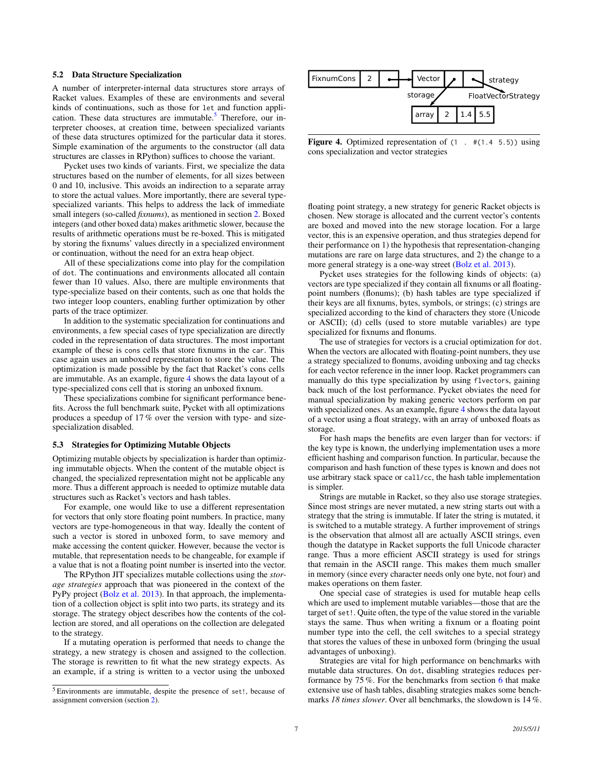### 5.2 Data Structure Specialization

A number of interpreter-internal data structures store arrays of Racket values. Examples of these are environments and several kinds of continuations, such as those for `let` and function application. These data structures are immutable.[5] Therefore, our interpreter chooses, at creation time, between specialized variants of these data structures optimized for the particular data it stores. Simple examination of the arguments to the constructor (all data structures are classes in RPython) suffices to choose the variant.

Pycket uses two kinds of variants. First, we specialize the data structures based on the number of elements, for all sizes between 0 and 10, inclusive. This avoids an indirection to a separate array to store the actual values. More importantly, there are several type-specialized variants. This helps to address the lack of immediate small integers (so-called *fixnums*), as mentioned in section 2. Boxed integers (and other boxed data) makes arithmetic slower, because the results of arithmetic operations must be re-boxed. This is mitigated by storing the fixnums' values directly in a specialized environment or continuation, without the need for an extra heap object.

All of these specializations come into play for the compilation of `dot`. The continuations and environments allocated all contain fewer than 10 values. Also, there are multiple environments that type-specialize based on their contents, such as one that holds the two integer loop counters, enabling further optimization by other parts of the trace optimizer.

In addition to the systematic specialization for continuations and environments, a few special cases of type specialization are directly coded in the representation of data structures. The most important example of these is `cons` cells that store fixnums in the `car`. This case again uses an unboxed representation to store the value. The optimization is made possible by the fact that Racket's cons cells are immutable. As an example, figure 4 shows the data layout of a type-specialized cons cell that is storing an unboxed fixnum.

These specializations combine for significant performance benefits. Across the full benchmark suite, Pycket with all optimizations produces a speedup of 17 % over the version with type- and size-specialization disabled.

### 5.3 Strategies for Optimizing Mutable Objects

Optimizing mutable objects by specialization is harder than optimizing immutable objects. When the content of the mutable object is changed, the specialized representation might not be applicable any more. Thus a different approach is needed to optimize mutable data structures such as Racket's vectors and hash tables.

For example, one would like to use a different representation for vectors that only store floating point numbers. In practice, many vectors are type-homogeneous in that way. Ideally the content of such a vector is stored in unboxed form, to save memory and make accessing the content quicker. However, because the vector is mutable, that representation needs to be changeable, for example if a value that is not a floating point number is inserted into the vector.

The RPython JIT specializes mutable collections using the *storage strategies* approach that was pioneered in the context of the PyPy project (Bolz et al. 2013). In that approach, the implementation of a collection object is split into two parts, its strategy and its storage. The strategy object describes how the contents of the collection are stored, and all operations on the collection are delegated to the strategy.

If a mutating operation is performed that needs to change the strategy, a new strategy is chosen and assigned to the collection. The storage is rewritten to fit what the new strategy expects. As an example, if a string is written to a vector using the unboxed

[5] Environments are immutable, despite the presence of `set!`, because of assignment conversion (section 2).

**Figure 4.** Optimized representation of `(1 . #(1.4 5.5))` using cons specialization and vector strategies

floating point strategy, a new strategy for generic Racket objects is chosen. New storage is allocated and the current vector's contents are boxed and moved into the new storage location. For a large vector, this is an expensive operation, and thus strategies depend for their performance on 1) the hypothesis that representation-changing mutations are rare on large data structures, and 2) the change to a more general strategy is a one-way street (Bolz et al. 2013).

Pycket uses strategies for the following kinds of objects: (a) vectors are type specialized if they contain all fixnums or all floating-point numbers (flonums); (b) hash tables are type specialized if their keys are all fixnums, bytes, symbols, or strings; (c) strings are specialized according to the kind of characters they store (Unicode or ASCII); (d) cells (used to store mutable variables) are type specialized for fixnums and flonums.

The use of strategies for vectors is a crucial optimization for `dot`. When the vectors are allocated with floating-point numbers, they use a strategy specialized to flonums, avoiding unboxing and tag checks for each vector reference in the inner loop. Racket programmers can manually do this type specialization by using `flvectors`, gaining back much of the lost performance. Pycket obviates the need for manual specialization by making generic vectors perform on par with specialized ones. As an example, figure 4 shows the data layout of a vector using a float strategy, with an array of unboxed floats as storage.

For hash maps the benefits are even larger than for vectors: if the key type is known, the underlying implementation uses a more efficient hashing and comparison function. In particular, because the comparison and hash function of these types is known and does not use arbitrary stack space or `call/cc`, the hash table implementation is simpler.

Strings are mutable in Racket, so they also use storage strategies. Since most strings are never mutated, a new string starts out with a strategy that the string is immutable. If later the string is mutated, it is switched to a mutable strategy. A further improvement of strings is the observation that almost all are actually ASCII strings, even though the datatype in Racket supports the full Unicode character range. Thus a more efficient ASCII strategy is used for strings that remain in the ASCII range. This makes them much smaller in memory (since every character needs only one byte, not four) and makes operations on them faster.

One special case of strategies is used for mutable heap cells which are used to implement mutable variables—those that are the target of `set!`. Quite often, the type of the value stored in the variable stays the same. Thus when writing a fixnum or a floating point number type into the cell, the cell switches to a special strategy that stores the values of these in unboxed form (bringing the usual advantages of unboxing).

Strategies are vital for high performance on benchmarks with mutable data structures. On `dot`, disabling strategies reduces performance by 75 %. For the benchmarks from section 6 that make extensive use of hash tables, disabling strategies makes some benchmarks *18 times slower*. Over all benchmarks, the slowdown is 14 %.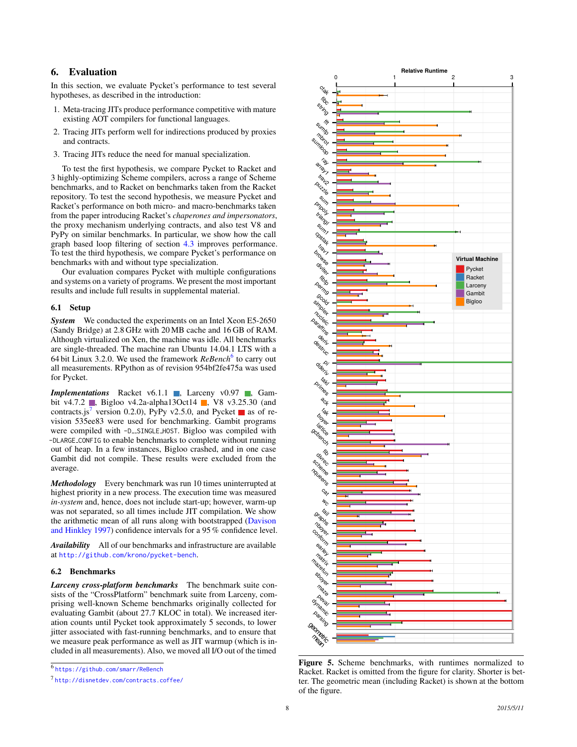## 6. Evaluation

In this section, we evaluate Pycket's performance to test several hypotheses, as described in the introduction:

1. Meta-tracing JITs produce performance competitive with mature existing AOT compilers for functional languages.
2. Tracing JITs perform well for indirections produced by proxies and contracts.
3. Tracing JITs reduce the need for manual specialization.

To test the first hypothesis, we compare Pycket to Racket and 3 highly-optimizing Scheme compilers, across a range of Scheme benchmarks, and to Racket on benchmarks taken from the Racket repository. To test the second hypothesis, we measure Pycket and Racket's performance on both micro- and macro-benchmarks taken from the paper introducing Racket's *chaperones and impersonators*, the proxy mechanism underlying contracts, and also test V8 and PyPy on similar benchmarks. In particular, we show how the call graph based loop filtering of section 4.3 improves performance. To test the third hypothesis, we compare Pycket's performance on benchmarks with and without type specialization.

Our evaluation compares Pycket with multiple configurations and systems on a variety of programs. We present the most important results and include full results in supplemental material.

### 6.1 Setup

***System*** We conducted the experiments on an Intel Xeon E5-2650 (Sandy Bridge) at 2.8 GHz with 20 MB cache and 16 GB of RAM. Although virtualized on Xen, the machine was idle. All benchmarks are single-threaded. The machine ran Ubuntu 14.04.1 LTS with a 64 bit Linux 3.2.0. We used the framework *ReBench*[6] to carry out all measurements. RPython as of revision 954bf2fe475a was used for Pycket.

***Implementations*** Racket v6.1.1 ■, Larceny v0.97 ■, Gambit v4.7.2 ■, Bigloo v4.2a-alpha13Oct14 ■, V8 v3.25.30 (and contracts.js[7] version 0.2.0), PyPy v2.5.0, and Pycket ■ as of revision 535ee83 were used for benchmarking. Gambit programs were compiled with `-D__SINGLE_HOST`. Bigloo was compiled with `-DLARGE_CONFIG` to enable benchmarks to complete without running out of heap. In a few instances, Bigloo crashed, and in one case Gambit did not compile. These results were excluded from the average.

***Methodology*** Every benchmark was run 10 times uninterrupted at highest priority in a new process. The execution time was measured *in-system* and, hence, does not include start-up; however, warm-up was not separated, so all times include JIT compilation. We show the arithmetic mean of all runs along with bootstrapped (Davison and Hinkley 1997) confidence intervals for a 95 % confidence level.

***Availability*** All of our benchmarks and infrastructure are available at `http://github.com/krono/pycket-bench`.

### 6.2 Benchmarks

***Larceny cross-platform benchmarks*** The benchmark suite consists of the "CrossPlatform" benchmark suite from Larceny, comprising well-known Scheme benchmarks originally collected for evaluating Gambit (about 27.7 KLOC in total). We increased iteration counts until Pycket took approximately 5 seconds, to lower jitter associated with fast-running benchmarks, and to ensure that we measure peak performance as well as JIT warmup (which is included in all measurements). Also, we moved all I/O out of the timed

**Figure 5.** Scheme benchmarks, with runtimes normalized to Racket. Racket is omitted from the figure for clarity. Shorter is better. The geometric mean (including Racket) is shown at the bottom of the figure.

[6] `https://github.com/smarr/ReBench`

[7] `http://disnetdev.com/contracts.coffee/`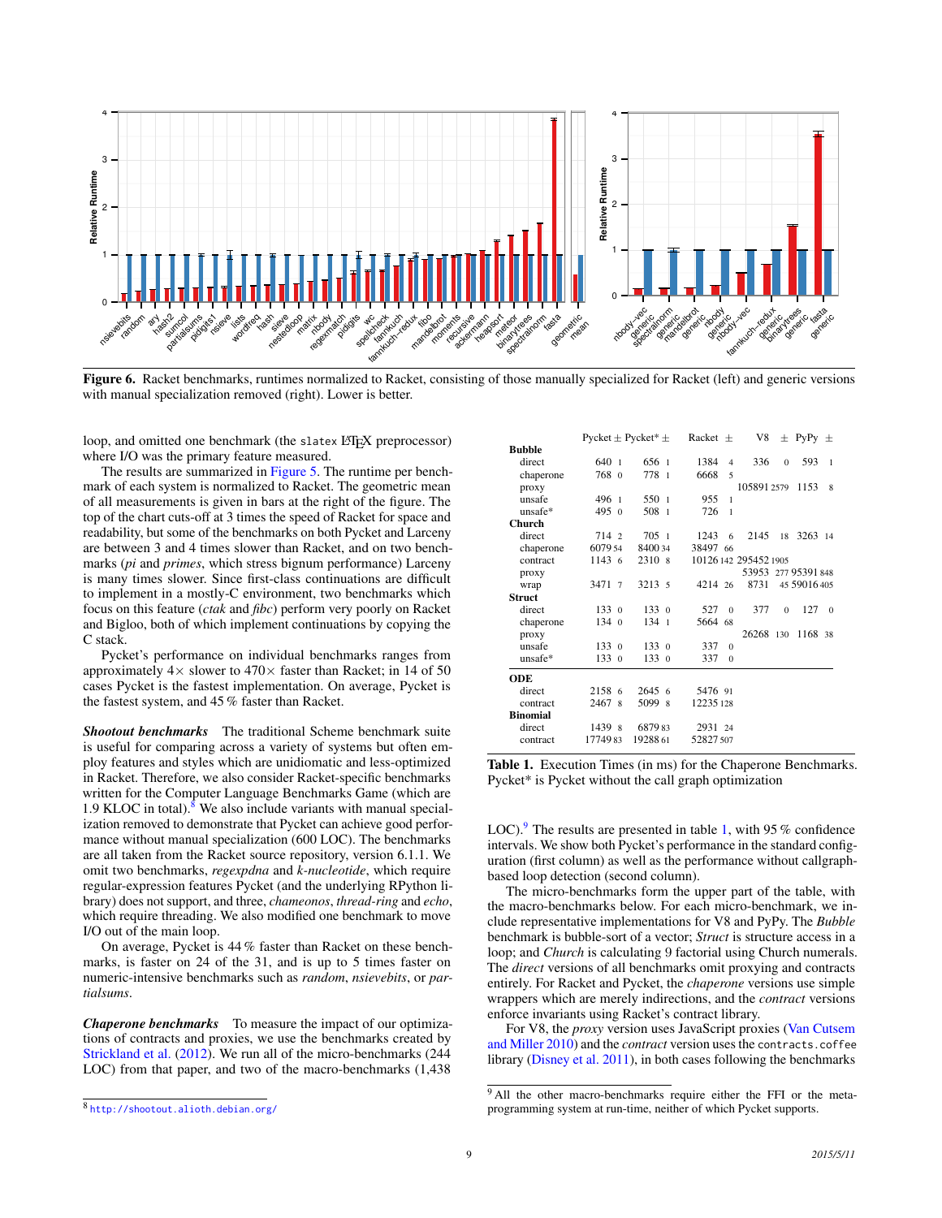**Figure 6.** Racket benchmarks, runtimes normalized to Racket, consisting of those manually specialized for Racket (left) and generic versions with manual specialization removed (right). Lower is better.

loop, and omitted one benchmark (the `slatex` LaTeX preprocessor) where I/O was the primary feature measured.

The results are summarized in Figure 5. The runtime per benchmark of each system is normalized to Racket. The geometric mean of all measurements is given in bars at the right of the figure. The top of the chart cuts-off at 3 times the speed of Racket for space and readability, but some of the benchmarks on both Pycket and Larceny are between 3 and 4 times slower than Racket, and on two benchmarks (*pi* and *primes*, which stress bignum performance) Larceny is many times slower. Since first-class continuations are difficult to implement in a mostly-C environment, two benchmarks which focus on this feature (*ctak* and *fibc*) perform very poorly on Racket and Bigloo, both of which implement continuations by copying the C stack.

Pycket's performance on individual benchmarks ranges from approximately 4× slower to 470× faster than Racket; in 14 of 50 cases Pycket is the fastest implementation. On average, Pycket is the fastest system, and 45 % faster than Racket.

***Shootout benchmarks*** The traditional Scheme benchmark suite is useful for comparing across a variety of systems but often employ features and styles which are unidiomatic and less-optimized in Racket. Therefore, we also consider Racket-specific benchmarks written for the Computer Language Benchmarks Game (which are 1.9 KLOC in total).[8] We also include variants with manual specialization removed to demonstrate that Pycket can achieve good performance without manual specialization (600 LOC). The benchmarks are all taken from the Racket source repository, version 6.1.1. We omit two benchmarks, *regexpdna* and *k-nucleotide*, which require regular-expression features Pycket (and the underlying RPython library) does not support, and three, *chameonos*, *thread-ring* and *echo*, which require threading. We also modified one benchmark to move I/O out of the main loop.

On average, Pycket is 44 % faster than Racket on these benchmarks, is faster on 24 of the 31, and is up to 5 times faster on numeric-intensive benchmarks such as *random*, *nsievebits*, or *partialsums*.

***Chaperone benchmarks*** To measure the impact of our optimizations of contracts and proxies, we use the benchmarks created by Strickland et al. (2012). We run all of the micro-benchmarks (244 LOC) from that paper, and two of the macro-benchmarks (1,438 LOC).[9] The results are presented in table 1, with 95 % confidence intervals. We show both Pycket's performance in the standard configuration (first column) as well as the performance without callgraph-based loop detection (second column).

| | Pycket | ± | Pycket* | ± | Racket | ± | V8 | ± | PyPy | ± |
|---|---|---|---|---|---|---|---|---|---|---|
| **Bubble** | | | | | | | | | | |
| direct | 640 | 1 | 656 | 1 | 1384 | 4 | 336 | 0 | 593 | 1 |
| chaperone | 768 | 0 | 778 | 1 | 6668 | 5 | | | | |
| proxy | | | | | | | 105891 | 2579 | 1153 | 8 |
| unsafe | 496 | 1 | 550 | 1 | 955 | 1 | | | | |
| unsafe* | 495 | 0 | 508 | 1 | 726 | 1 | | | | |
| **Church** | | | | | | | | | | |
| direct | 714 | 2 | 705 | 1 | 1243 | 6 | 2145 | 18 | 3263 | 14 |
| chaperone | 6079 | 54 | 8400 | 34 | 38497 | 66 | | | | |
| contract | 1143 | 6 | 2310 | 8 | 10126 | 142 | 295452 | 1905 | | |
| proxy | | | | | | | 53953 | 277 | 95391 | 848 |
| wrap | 3471 | 7 | 3213 | 5 | 4214 | 26 | 8731 | 45 | 59016 | 405 |
| **Struct** | | | | | | | | | | |
| direct | 133 | 0 | 133 | 0 | 527 | 0 | 377 | 0 | 127 | 0 |
| chaperone | 134 | 0 | 134 | 1 | 5664 | 68 | | | | |
| proxy | | | | | | | 26268 | 130 | 1168 | 38 |
| unsafe | 133 | 0 | 133 | 0 | 337 | 0 | | | | |
| unsafe* | 133 | 0 | 133 | 0 | 337 | 0 | | | | |
| **ODE** | | | | | | | | | | |
| direct | 2158 | 6 | 2645 | 6 | 5476 | 91 | | | | |
| contract | 2467 | 8 | 5099 | 8 | 12235 | 128 | | | | |
| **Binomial** | | | | | | | | | | |
| direct | 1439 | 8 | 6879 | 83 | 2931 | 24 | | | | |
| contract | 17749 | 83 | 19288 | 61 | 52827 | 507 | | | | |

**Table 1.** Execution Times (in ms) for the Chaperone Benchmarks. Pycket* is Pycket without the call graph optimization

The micro-benchmarks form the upper part of the table, with the macro-benchmarks below. For each micro-benchmark, we include representative implementations for V8 and PyPy. The *Bubble* benchmark is bubble-sort of a vector; *Struct* is structure access in a loop; and *Church* is calculating 9 factorial using Church numerals. The *direct* versions of all benchmarks omit proxying and contracts entirely. For Racket and Pycket, the *chaperone* versions use simple wrappers which are merely indirections, and the *contract* versions enforce invariants using Racket's contract library.

For V8, the *proxy* version uses JavaScript proxies (Van Cutsem and Miller 2010) and the *contract* version uses the `contracts.coffee` library (Disney et al. 2011), in both cases following the benchmarks

[8] http://shootout.alioth.debian.org/

[9] All the other macro-benchmarks require either the FFI or the meta-programming system at run-time, neither of which Pycket supports.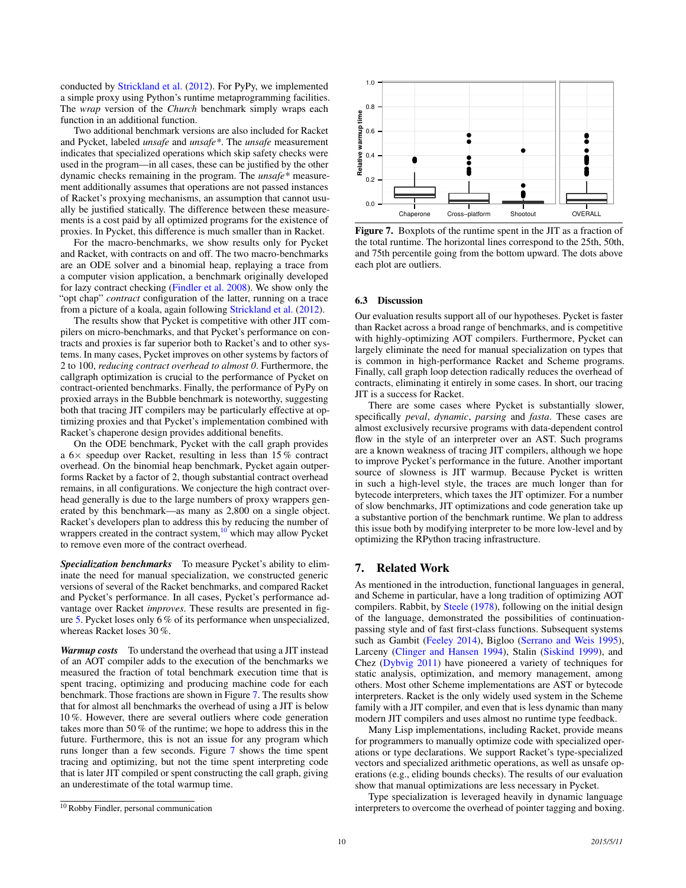conducted by Strickland et al. (2012). For PyPy, we implemented a simple proxy using Python's runtime metaprogramming facilities. The *wrap* version of the *Church* benchmark simply wraps each function in an additional function.

Two additional benchmark versions are also included for Racket and Pycket, labeled *unsafe* and *unsafe\**. The *unsafe* measurement indicates that specialized operations which skip safety checks were used in the program—in all cases, these can be justified by the other dynamic checks remaining in the program. The *unsafe\** measurement additionally assumes that operations are not passed instances of Racket's proxying mechanisms, an assumption that cannot usually be justified statically. The difference between these measurements is a cost paid by all optimized programs for the existence of proxies. In Pycket, this difference is much smaller than in Racket.

For the macro-benchmarks, we show results only for Pycket and Racket, with contracts on and off. The two macro-benchmarks are an ODE solver and a binomial heap, replaying a trace from a computer vision application, a benchmark originally developed for lazy contract checking (Findler et al. 2008). We show only the "opt chap" *contract* configuration of the latter, running on a trace from a picture of a koala, again following Strickland et al. (2012).

The results show that Pycket is competitive with other JIT compilers on micro-benchmarks, and that Pycket's performance on contracts and proxies is far superior both to Racket's and to other systems. In many cases, Pycket improves on other systems by factors of 2 to 100, *reducing contract overhead to almost 0*. Furthermore, the callgraph optimization is crucial to the performance of Pycket on contract-oriented benchmarks. Finally, the performance of PyPy on proxied arrays in the Bubble benchmark is noteworthy, suggesting both that tracing JIT compilers may be particularly effective at optimizing proxies and that Pycket's implementation combined with Racket's chaperone design provides additional benefits.

On the ODE benchmark, Pycket with the call graph provides a $6\times$ speedup over Racket, resulting in less than 15 % contract overhead. On the binomial heap benchmark, Pycket again outperforms Racket by a factor of 2, though substantial contract overhead remains, in all configurations. We conjecture the high contract overhead generally is due to the large numbers of proxy wrappers generated by this benchmark—as many as 2,800 on a single object. Racket's developers plan to address this by reducing the number of wrappers created in the contract system,[10] which may allow Pycket to remove even more of the contract overhead.

***Specialization benchmarks*** To measure Pycket's ability to eliminate the need for manual specialization, we constructed generic versions of several of the Racket benchmarks, and compared Racket and Pycket's performance. In all cases, Pycket's performance advantage over Racket *improves*. These results are presented in figure 5. Pycket loses only 6 % of its performance when unspecialized, whereas Racket loses 30 %.

***Warmup costs*** To understand the overhead that using a JIT instead of an AOT compiler adds to the execution of the benchmarks we measured the fraction of total benchmark execution time that is spent tracing, optimizing and producing machine code for each benchmark. Those fractions are shown in Figure 7. The results show that for almost all benchmarks the overhead of using a JIT is below 10 %. However, there are several outliers where code generation takes more than 50 % of the runtime; we hope to address this in the future. Furthermore, this is not an issue for any program which runs longer than a few seconds. Figure 7 shows the time spent tracing and optimizing, but not the time spent interpreting code that is later JIT compiled or spent constructing the call graph, giving an underestimate of the total warmup time.

[10] Robby Findler, personal communication

**Figure 7.** Boxplots of the runtime spent in the JIT as a fraction of the total runtime. The horizontal lines correspond to the 25th, 50th, and 75th percentile going from the bottom upward. The dots above each plot are outliers.

### 6.3 Discussion

Our evaluation results support all of our hypotheses. Pycket is faster than Racket across a broad range of benchmarks, and is competitive with highly-optimizing AOT compilers. Furthermore, Pycket can largely eliminate the need for manual specialization on types that is common in high-performance Racket and Scheme programs. Finally, call graph loop detection radically reduces the overhead of contracts, eliminating it entirely in some cases. In short, our tracing JIT is a success for Racket.

There are some cases where Pycket is substantially slower, specifically *peval*, *dynamic*, *parsing* and *fasta*. These cases are almost exclusively recursive programs with data-dependent control flow in the style of an interpreter over an AST. Such programs are a known weakness of tracing JIT compilers, although we hope to improve Pycket's performance in the future. Another important source of slowness is JIT warmup. Because Pycket is written in such a high-level style, the traces are much longer than for bytecode interpreters, which taxes the JIT optimizer. For a number of slow benchmarks, JIT optimizations and code generation take up a substantive portion of the benchmark runtime. We plan to address this issue both by modifying interpreter to be more low-level and by optimizing the RPython tracing infrastructure.

## 7. Related Work

As mentioned in the introduction, functional languages in general, and Scheme in particular, have a long tradition of optimizing AOT compilers. Rabbit, by Steele (1978), following on the initial design of the language, demonstrated the possibilities of continuation-passing style and of fast first-class functions. Subsequent systems such as Gambit (Feeley 2014), Bigloo (Serrano and Weis 1995), Larceny (Clinger and Hansen 1994), Stalin (Siskind 1999), and Chez (Dybvig 2011) have pioneered a variety of techniques for static analysis, optimization, and memory management, among others. Most other Scheme implementations are AST or bytecode interpreters. Racket is the only widely used system in the Scheme family with a JIT compiler, and even that is less dynamic than many modern JIT compilers and uses almost no runtime type feedback.

Many Lisp implementations, including Racket, provide means for programmers to manually optimize code with specialized operations or type declarations. We support Racket's type-specialized vectors and specialized arithmetic operations, as well as unsafe operations (e.g., eliding bounds checks). The results of our evaluation show that manual optimizations are less necessary in Pycket.

Type specialization is leveraged heavily in dynamic language interpreters to overcome the overhead of pointer tagging and boxing.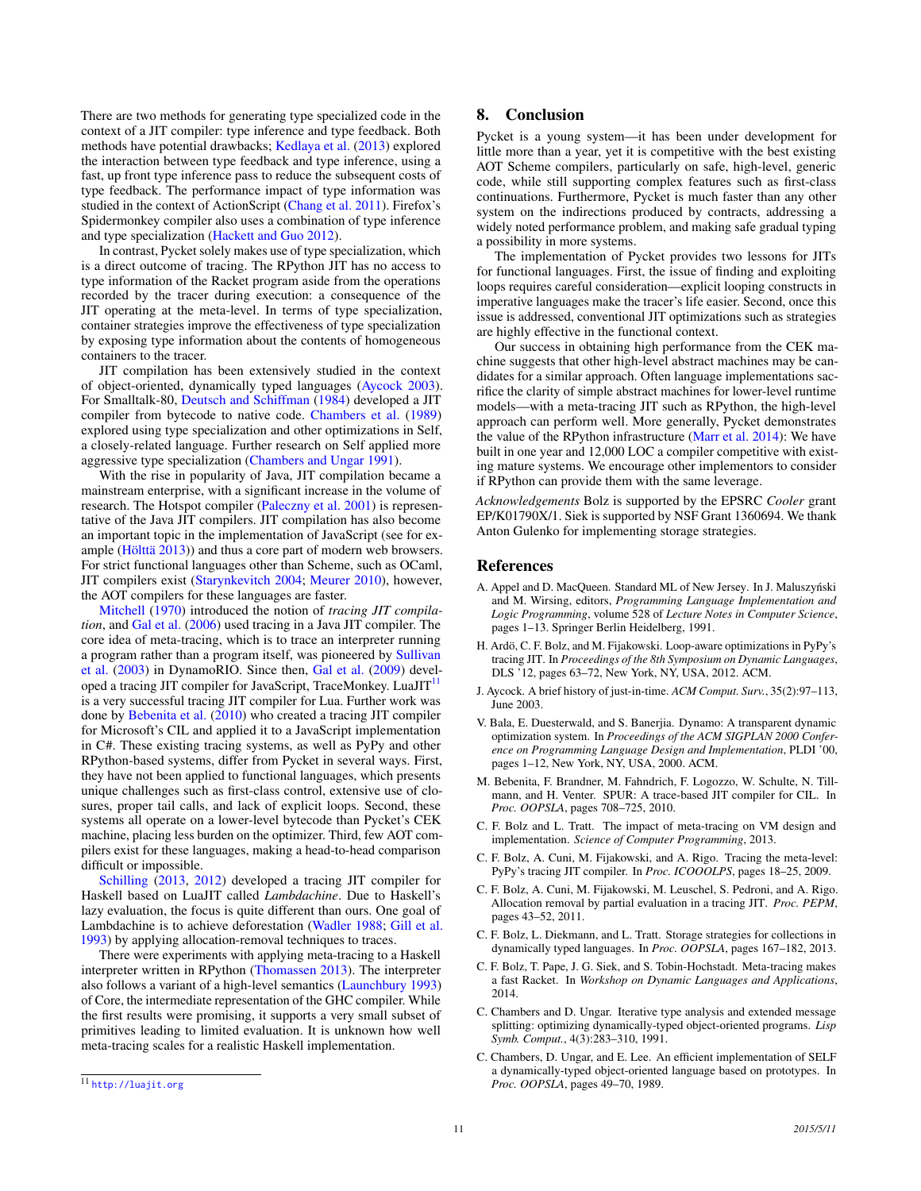There are two methods for generating type specialized code in the context of a JIT compiler: type inference and type feedback. Both methods have potential drawbacks; Kedlaya et al. (2013) explored the interaction between type feedback and type inference, using a fast, up front type inference pass to reduce the subsequent costs of type feedback. The performance impact of type information was studied in the context of ActionScript (Chang et al. 2011). Firefox's Spidermonkey compiler also uses a combination of type inference and type specialization (Hackett and Guo 2012).

In contrast, Pycket solely makes use of type specialization, which is a direct outcome of tracing. The RPython JIT has no access to type information of the Racket program aside from the operations recorded by the tracer during execution: a consequence of the JIT operating at the meta-level. In terms of type specialization, container strategies improve the effectiveness of type specialization by exposing type information about the contents of homogeneous containers to the tracer.

JIT compilation has been extensively studied in the context of object-oriented, dynamically typed languages (Aycock 2003). For Smalltalk-80, Deutsch and Schiffman (1984) developed a JIT compiler from bytecode to native code. Chambers et al. (1989) explored using type specialization and other optimizations in Self, a closely-related language. Further research on Self applied more aggressive type specialization (Chambers and Ungar 1991).

With the rise in popularity of Java, JIT compilation became a mainstream enterprise, with a significant increase in the volume of research. The Hotspot compiler (Paleczny et al. 2001) is representative of the Java JIT compilers. JIT compilation has also become an important topic in the implementation of JavaScript (see for example (Hölttä 2013)) and thus a core part of modern web browsers. For strict functional languages other than Scheme, such as OCaml, JIT compilers exist (Starynkevitch 2004; Meurer 2010), however, the AOT compilers for these languages are faster.

Mitchell (1970) introduced the notion of *tracing JIT compilation*, and Gal et al. (2006) used tracing in a Java JIT compiler. The core idea of meta-tracing, which is to trace an interpreter running a program rather than a program itself, was pioneered by Sullivan et al. (2003) in DynamoRIO. Since then, Gal et al. (2009) developed a tracing JIT compiler for JavaScript, TraceMonkey. LuaJIT[11] is a very successful tracing JIT compiler for Lua. Further work was done by Bebenita et al. (2010) who created a tracing JIT compiler for Microsoft's CIL and applied it to a JavaScript implementation in C#. These existing tracing systems, as well as PyPy and other RPython-based systems, differ from Pycket in several ways. First, they have not been applied to functional languages, which presents unique challenges such as first-class control, extensive use of closures, proper tail calls, and lack of explicit loops. Second, these systems all operate on a lower-level bytecode than Pycket's CEK machine, placing less burden on the optimizer. Third, few AOT compilers exist for these languages, making a head-to-head comparison difficult or impossible.

Schilling (2013, 2012) developed a tracing JIT compiler for Haskell based on LuaJIT called *Lambdachine*. Due to Haskell's lazy evaluation, the focus is quite different than ours. One goal of Lambdachine is to achieve deforestation (Wadler 1988; Gill et al. 1993) by applying allocation-removal techniques to traces.

There were experiments with applying meta-tracing to a Haskell interpreter written in RPython (Thomassen 2013). The interpreter also follows a variant of a high-level semantics (Launchbury 1993) of Core, the intermediate representation of the GHC compiler. While the first results were promising, it supports a very small subset of primitives leading to limited evaluation. It is unknown how well meta-tracing scales for a realistic Haskell implementation.

[11] http://luajit.org

## 8. Conclusion

Pycket is a young system—it has been under development for little more than a year, yet it is competitive with the best existing AOT Scheme compilers, particularly on safe, high-level, generic code, while still supporting complex features such as first-class continuations. Furthermore, Pycket is much faster than any other system on the indirections produced by contracts, addressing a widely noted performance problem, and making safe gradual typing a possibility in more systems.

The implementation of Pycket provides two lessons for JITs for functional languages. First, the issue of finding and exploiting loops requires careful consideration—explicit looping constructs in imperative languages make the tracer's life easier. Second, once this issue is addressed, conventional JIT optimizations such as strategies are highly effective in the functional context.

Our success in obtaining high performance from the CEK machine suggests that other high-level abstract machines may be candidates for a similar approach. Often language implementations sacrifice the clarity of simple abstract machines for lower-level runtime models—with a meta-tracing JIT such as RPython, the high-level approach can perform well. More generally, Pycket demonstrates the value of the RPython infrastructure (Marr et al. 2014): We have built in one year and 12,000 LOC a compiler competitive with existing mature systems. We encourage other implementors to consider if RPython can provide them with the same leverage.

*Acknowledgements* Bolz is supported by the EPSRC *Cooler* grant EP/K01790X/1. Siek is supported by NSF Grant 1360694. We thank Anton Gulenko for implementing storage strategies.

## References

A. Appel and D. MacQueen. Standard ML of New Jersey. In J. Maluszyński and M. Wirsing, editors, *Programming Language Implementation and Logic Programming*, volume 528 of *Lecture Notes in Computer Science*, pages 1–13. Springer Berlin Heidelberg, 1991.

H. Ardö, C. F. Bolz, and M. Fijakowski. Loop-aware optimizations in PyPy's tracing JIT. In *Proceedings of the 8th Symposium on Dynamic Languages*, DLS '12, pages 63–72, New York, NY, USA, 2012. ACM.

J. Aycock. A brief history of just-in-time. *ACM Comput. Surv.*, 35(2):97–113, June 2003.

V. Bala, E. Duesterwald, and S. Banerjia. Dynamo: A transparent dynamic optimization system. In *Proceedings of the ACM SIGPLAN 2000 Conference on Programming Language Design and Implementation*, PLDI '00, pages 1–12, New York, NY, USA, 2000. ACM.

M. Bebenita, F. Brandner, M. Fahndrich, F. Logozzo, W. Schulte, N. Tillmann, and H. Venter. SPUR: A trace-based JIT compiler for CIL. In *Proc. OOPSLA*, pages 708–725, 2010.

C. F. Bolz and L. Tratt. The impact of meta-tracing on VM design and implementation. *Science of Computer Programming*, 2013.

C. F. Bolz, A. Cuni, M. Fijakowski, and A. Rigo. Tracing the meta-level: PyPy's tracing JIT compiler. In *Proc. ICOOOLPS*, pages 18–25, 2009.

C. F. Bolz, A. Cuni, M. Fijakowski, M. Leuschel, S. Pedroni, and A. Rigo. Allocation removal by partial evaluation in a tracing JIT. *Proc. PEPM*, pages 43–52, 2011.

C. F. Bolz, L. Diekmann, and L. Tratt. Storage strategies for collections in dynamically typed languages. In *Proc. OOPSLA*, pages 167–182, 2013.

C. F. Bolz, T. Pape, J. G. Siek, and S. Tobin-Hochstadt. Meta-tracing makes a fast Racket. In *Workshop on Dynamic Languages and Applications*, 2014.

C. Chambers and D. Ungar. Iterative type analysis and extended message splitting: optimizing dynamically-typed object-oriented programs. *Lisp Symb. Comput.*, 4(3):283–310, 1991.

C. Chambers, D. Ungar, and E. Lee. An efficient implementation of SELF a dynamically-typed object-oriented language based on prototypes. In *Proc. OOPSLA*, pages 49–70, 1989.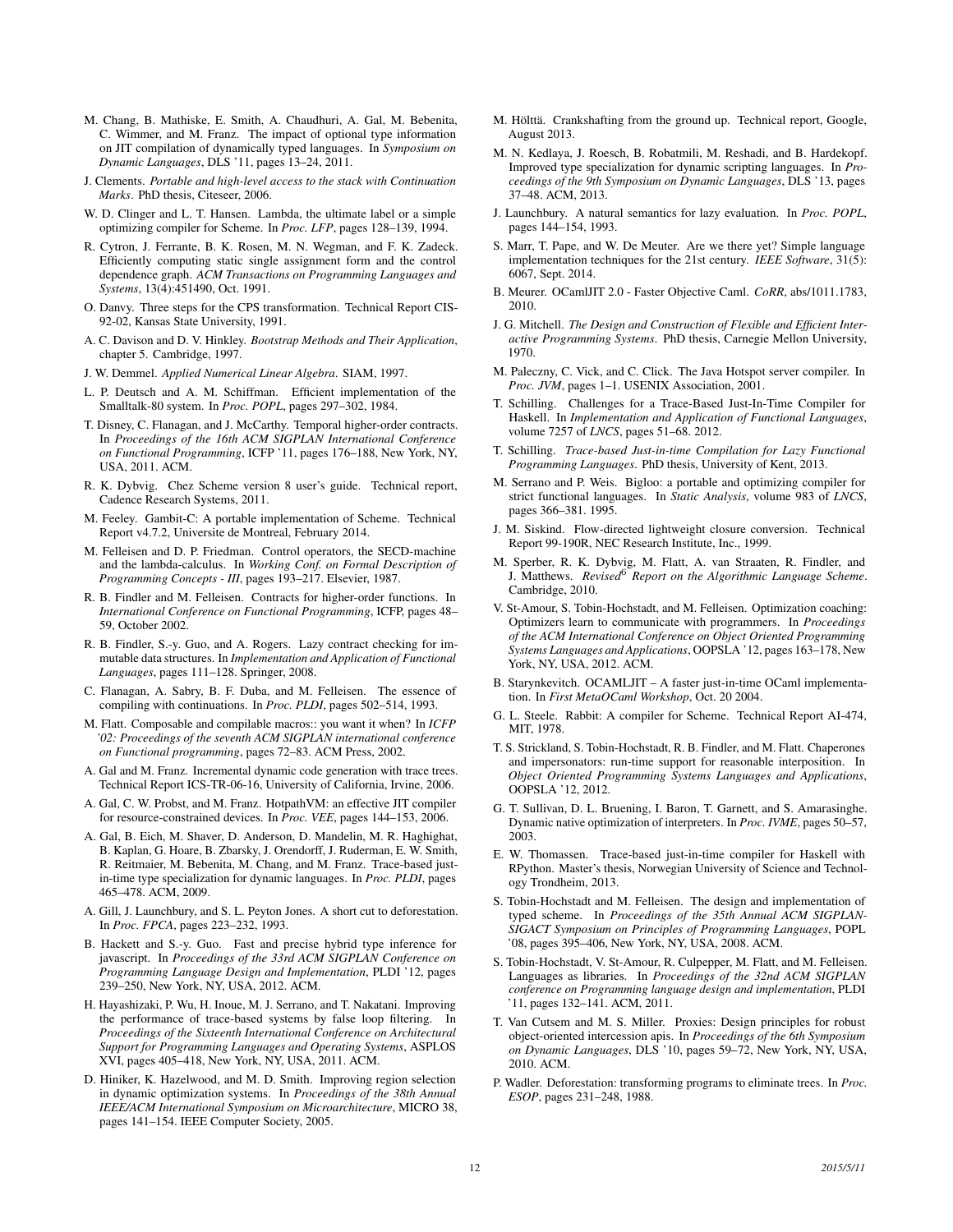M. Chang, B. Mathiske, E. Smith, A. Chaudhuri, A. Gal, M. Bebenita, C. Wimmer, and M. Franz. The impact of optional type information on JIT compilation of dynamically typed languages. In *Symposium on Dynamic Languages*, DLS '11, pages 13–24, 2011.

J. Clements. *Portable and high-level access to the stack with Continuation Marks*. PhD thesis, Citeseer, 2006.

W. D. Clinger and L. T. Hansen. Lambda, the ultimate label or a simple optimizing compiler for Scheme. In *Proc. LFP*, pages 128–139, 1994.

R. Cytron, J. Ferrante, B. K. Rosen, M. N. Wegman, and F. K. Zadeck. Efficiently computing static single assignment form and the control dependence graph. *ACM Transactions on Programming Languages and Systems*, 13(4):451490, Oct. 1991.

O. Danvy. Three steps for the CPS transformation. Technical Report CIS-92-02, Kansas State University, 1991.

A. C. Davison and D. V. Hinkley. *Bootstrap Methods and Their Application*, chapter 5. Cambridge, 1997.

J. W. Demmel. *Applied Numerical Linear Algebra*. SIAM, 1997.

L. P. Deutsch and A. M. Schiffman. Efficient implementation of the Smalltalk-80 system. In *Proc. POPL*, pages 297–302, 1984.

T. Disney, C. Flanagan, and J. McCarthy. Temporal higher-order contracts. In *Proceedings of the 16th ACM SIGPLAN International Conference on Functional Programming*, ICFP '11, pages 176–188, New York, NY, USA, 2011. ACM.

R. K. Dybvig. Chez Scheme version 8 user's guide. Technical report, Cadence Research Systems, 2011.

M. Feeley. Gambit-C: A portable implementation of Scheme. Technical Report v4.7.2, Universite de Montreal, February 2014.

M. Felleisen and D. P. Friedman. Control operators, the SECD-machine and the lambda-calculus. In *Working Conf. on Formal Description of Programming Concepts - III*, pages 193–217. Elsevier, 1987.

R. B. Findler and M. Felleisen. Contracts for higher-order functions. In *International Conference on Functional Programming*, ICFP, pages 48–59, October 2002.

R. B. Findler, S.-y. Guo, and A. Rogers. Lazy contract checking for immutable data structures. In *Implementation and Application of Functional Languages*, pages 111–128. Springer, 2008.

C. Flanagan, A. Sabry, B. F. Duba, and M. Felleisen. The essence of compiling with continuations. In *Proc. PLDI*, pages 502–514, 1993.

M. Flatt. Composable and compilable macros:: you want it when? In *ICFP '02: Proceedings of the seventh ACM SIGPLAN international conference on Functional programming*, pages 72–83. ACM Press, 2002.

A. Gal and M. Franz. Incremental dynamic code generation with trace trees. Technical Report ICS-TR-06-16, University of California, Irvine, 2006.

A. Gal, C. W. Probst, and M. Franz. HotpathVM: an effective JIT compiler for resource-constrained devices. In *Proc. VEE*, pages 144–153, 2006.

A. Gal, B. Eich, M. Shaver, D. Anderson, D. Mandelin, M. R. Haghighat, B. Kaplan, G. Hoare, B. Zbarsky, J. Orendorff, J. Ruderman, E. W. Smith, R. Reitmaier, M. Bebenita, M. Chang, and M. Franz. Trace-based just-in-time type specialization for dynamic languages. In *Proc. PLDI*, pages 465–478. ACM, 2009.

A. Gill, J. Launchbury, and S. L. Peyton Jones. A short cut to deforestation. In *Proc. FPCA*, pages 223–232, 1993.

B. Hackett and S.-y. Guo. Fast and precise hybrid type inference for javascript. In *Proceedings of the 33rd ACM SIGPLAN Conference on Programming Language Design and Implementation*, PLDI '12, pages 239–250, New York, NY, USA, 2012. ACM.

H. Hayashizaki, P. Wu, H. Inoue, M. J. Serrano, and T. Nakatani. Improving the performance of trace-based systems by false loop filtering. In *Proceedings of the Sixteenth International Conference on Architectural Support for Programming Languages and Operating Systems*, ASPLOS XVI, pages 405–418, New York, NY, USA, 2011. ACM.

D. Hiniker, K. Hazelwood, and M. D. Smith. Improving region selection in dynamic optimization systems. In *Proceedings of the 38th Annual IEEE/ACM International Symposium on Microarchitecture*, MICRO 38, pages 141–154. IEEE Computer Society, 2005.

M. Hölttä. Crankshafting from the ground up. Technical report, Google, August 2013.

M. N. Kedlaya, J. Roesch, B. Robatmili, M. Reshadi, and B. Hardekopf. Improved type specialization for dynamic scripting languages. In *Proceedings of the 9th Symposium on Dynamic Languages*, DLS '13, pages 37–48. ACM, 2013.

J. Launchbury. A natural semantics for lazy evaluation. In *Proc. POPL*, pages 144–154, 1993.

S. Marr, T. Pape, and W. De Meuter. Are we there yet? Simple language implementation techniques for the 21st century. *IEEE Software*, 31(5): 6067, Sept. 2014.

B. Meurer. OCamlJIT 2.0 - Faster Objective Caml. *CoRR*, abs/1011.1783, 2010.

J. G. Mitchell. *The Design and Construction of Flexible and Efficient Interactive Programming Systems*. PhD thesis, Carnegie Mellon University, 1970.

M. Paleczny, C. Vick, and C. Click. The Java Hotspot server compiler. In *Proc. JVM*, pages 1–1. USENIX Association, 2001.

T. Schilling. Challenges for a Trace-Based Just-In-Time Compiler for Haskell. In *Implementation and Application of Functional Languages*, volume 7257 of *LNCS*, pages 51–68. 2012.

T. Schilling. *Trace-based Just-in-time Compilation for Lazy Functional Programming Languages*. PhD thesis, University of Kent, 2013.

M. Serrano and P. Weis. Bigloo: a portable and optimizing compiler for strict functional languages. In *Static Analysis*, volume 983 of *LNCS*, pages 366–381. 1995.

J. M. Siskind. Flow-directed lightweight closure conversion. Technical Report 99-190R, NEC Research Institute, Inc., 1999.

M. Sperber, R. K. Dybvig, M. Flatt, A. van Straaten, R. Findler, and J. Matthews. *Revised[6] Report on the Algorithmic Language Scheme*. Cambridge, 2010.

V. St-Amour, S. Tobin-Hochstadt, and M. Felleisen. Optimization coaching: Optimizers learn to communicate with programmers. In *Proceedings of the ACM International Conference on Object Oriented Programming Systems Languages and Applications*, OOPSLA '12, pages 163–178, New York, NY, USA, 2012. ACM.

B. Starynkevitch. OCAMLJIT – A faster just-in-time OCaml implementation. In *First MetaOCaml Workshop*, Oct. 20 2004.

G. L. Steele. Rabbit: A compiler for Scheme. Technical Report AI-474, MIT, 1978.

T. S. Strickland, S. Tobin-Hochstadt, R. B. Findler, and M. Flatt. Chaperones and impersonators: run-time support for reasonable interposition. In *Object Oriented Programming Systems Languages and Applications*, OOPSLA '12, 2012.

G. T. Sullivan, D. L. Bruening, I. Baron, T. Garnett, and S. Amarasinghe. Dynamic native optimization of interpreters. In *Proc. IVME*, pages 50–57, 2003.

E. W. Thomassen. Trace-based just-in-time compiler for Haskell with RPython. Master's thesis, Norwegian University of Science and Technology Trondheim, 2013.

S. Tobin-Hochstadt and M. Felleisen. The design and implementation of typed scheme. In *Proceedings of the 35th Annual ACM SIGPLAN-SIGACT Symposium on Principles of Programming Languages*, POPL '08, pages 395–406, New York, NY, USA, 2008. ACM.

S. Tobin-Hochstadt, V. St-Amour, R. Culpepper, M. Flatt, and M. Felleisen. Languages as libraries. In *Proceedings of the 32nd ACM SIGPLAN conference on Programming language design and implementation*, PLDI '11, pages 132–141. ACM, 2011.

T. Van Cutsem and M. S. Miller. Proxies: Design principles for robust object-oriented intercession apis. In *Proceedings of the 6th Symposium on Dynamic Languages*, DLS '10, pages 59–72, New York, NY, USA, 2010. ACM.

P. Wadler. Deforestation: transforming programs to eliminate trees. In *Proc. ESOP*, pages 231–248, 1988.